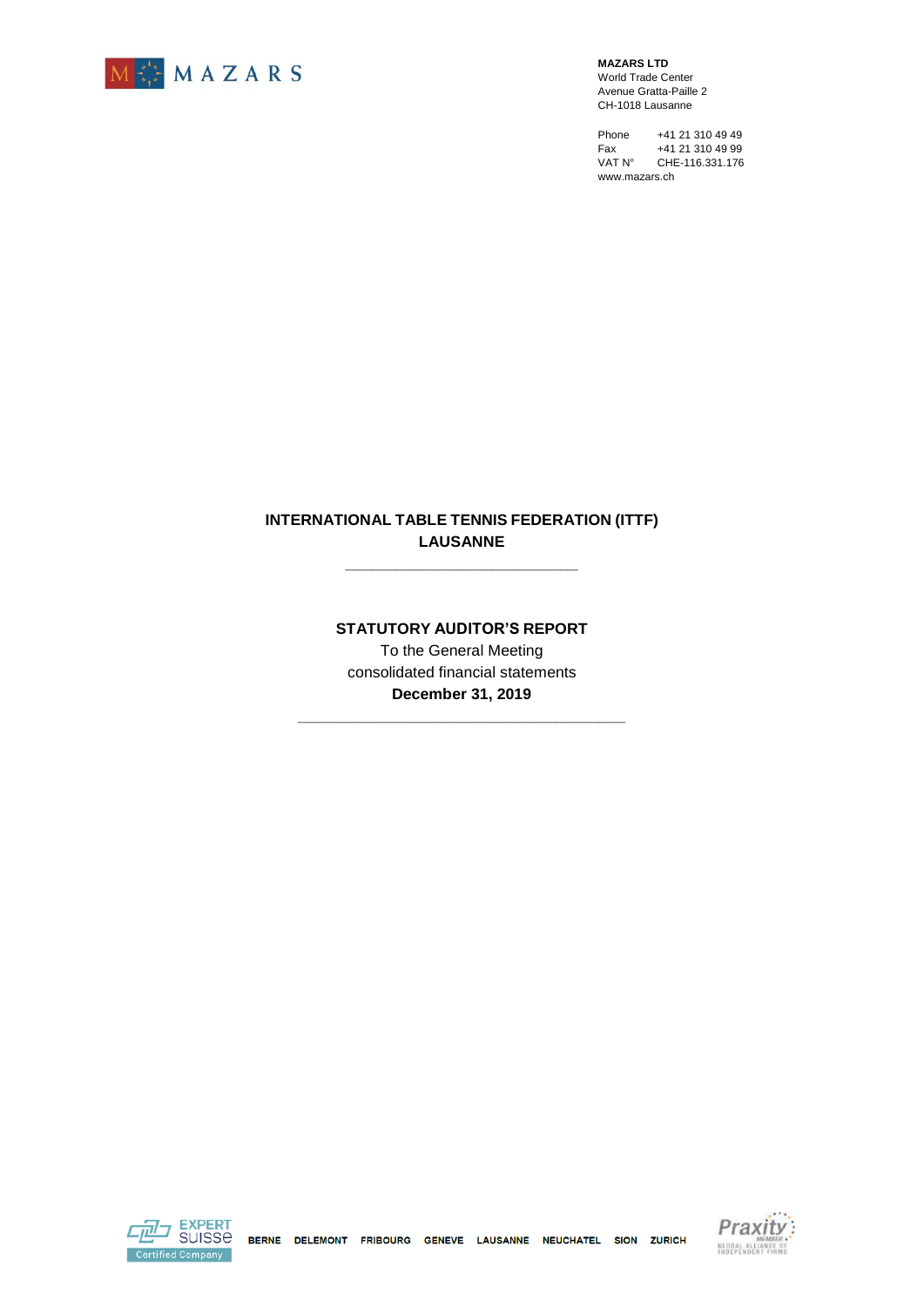MAZARS

**MAZARS LTD**
World Trade Center
Avenue Gratta-Paille 2
CH-1018 Lausanne

Phone +41 21 310 49 49
Fax +41 21 310 49 99
VAT N° CHE-116.331.176
www.mazars.ch

## INTERNATIONAL TABLE TENNIS FEDERATION (ITTF)
## LAUSANNE

---

## STATUTORY AUDITOR'S REPORT

To the General Meeting
consolidated financial statements
**December 31, 2019**

---

EXPERT suisse Certified Company

BERNE DELEMONT FRIBOURG GENEVE LAUSANNE NEUCHATEL SION ZURICH

Praxity MEMBER GLOBAL ALLIANCE OF INDEPENDENT FIRMS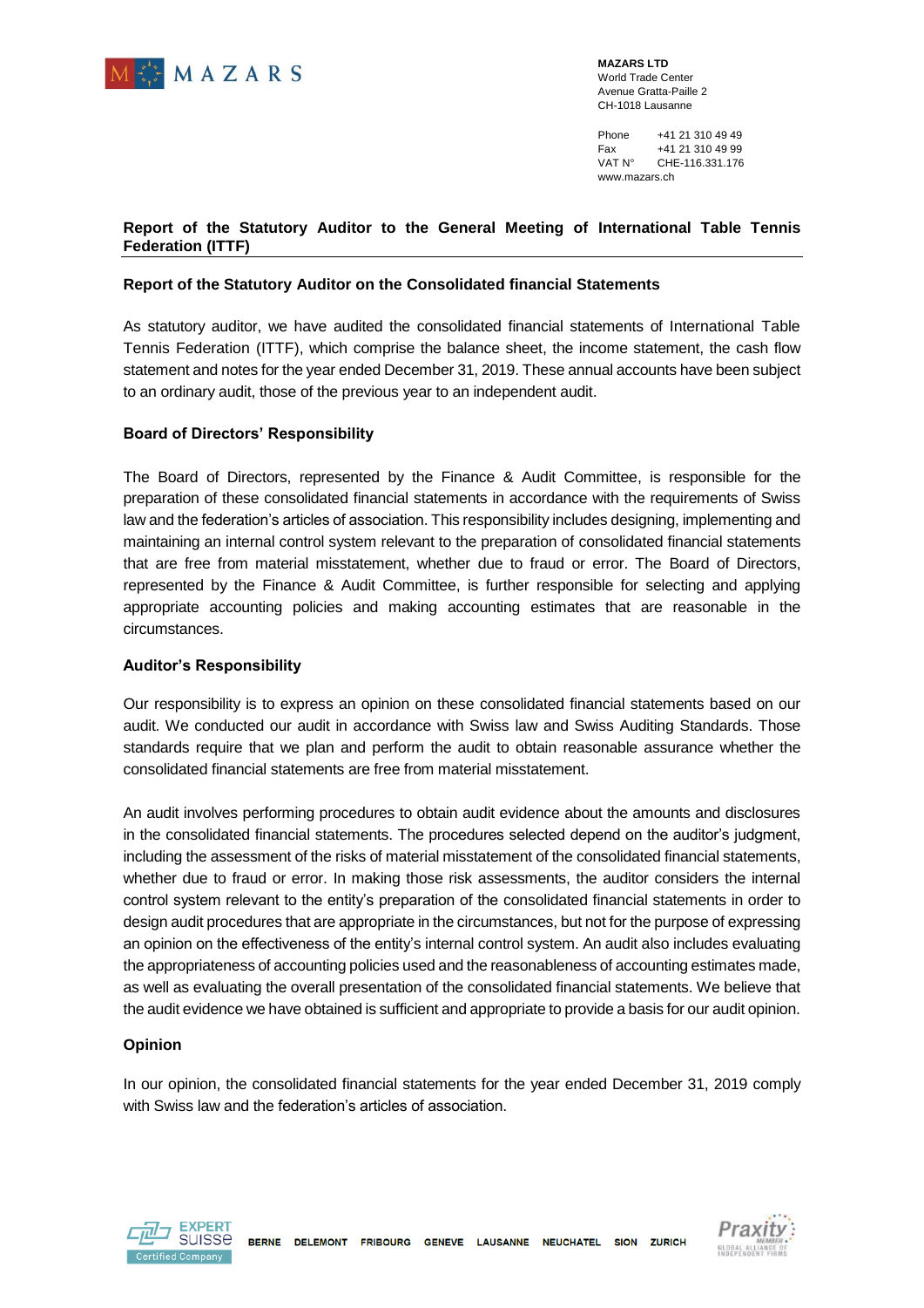**MAZARS LTD**
World Trade Center
Avenue Gratta-Paille 2
CH-1018 Lausanne

Phone +41 21 310 49 49
Fax +41 21 310 49 99
VAT N° CHE-116.331.176
www.mazars.ch

## Report of the Statutory Auditor to the General Meeting of International Table Tennis Federation (ITTF)

### Report of the Statutory Auditor on the Consolidated financial Statements

As statutory auditor, we have audited the consolidated financial statements of International Table Tennis Federation (ITTF), which comprise the balance sheet, the income statement, the cash flow statement and notes for the year ended December 31, 2019. These annual accounts have been subject to an ordinary audit, those of the previous year to an independent audit.

### Board of Directors' Responsibility

The Board of Directors, represented by the Finance & Audit Committee, is responsible for the preparation of these consolidated financial statements in accordance with the requirements of Swiss law and the federation's articles of association. This responsibility includes designing, implementing and maintaining an internal control system relevant to the preparation of consolidated financial statements that are free from material misstatement, whether due to fraud or error. The Board of Directors, represented by the Finance & Audit Committee, is further responsible for selecting and applying appropriate accounting policies and making accounting estimates that are reasonable in the circumstances.

### Auditor's Responsibility

Our responsibility is to express an opinion on these consolidated financial statements based on our audit. We conducted our audit in accordance with Swiss law and Swiss Auditing Standards. Those standards require that we plan and perform the audit to obtain reasonable assurance whether the consolidated financial statements are free from material misstatement.

An audit involves performing procedures to obtain audit evidence about the amounts and disclosures in the consolidated financial statements. The procedures selected depend on the auditor's judgment, including the assessment of the risks of material misstatement of the consolidated financial statements, whether due to fraud or error. In making those risk assessments, the auditor considers the internal control system relevant to the entity's preparation of the consolidated financial statements in order to design audit procedures that are appropriate in the circumstances, but not for the purpose of expressing an opinion on the effectiveness of the entity's internal control system. An audit also includes evaluating the appropriateness of accounting policies used and the reasonableness of accounting estimates made, as well as evaluating the overall presentation of the consolidated financial statements. We believe that the audit evidence we have obtained is sufficient and appropriate to provide a basis for our audit opinion.

### Opinion

In our opinion, the consolidated financial statements for the year ended December 31, 2019 comply with Swiss law and the federation's articles of association.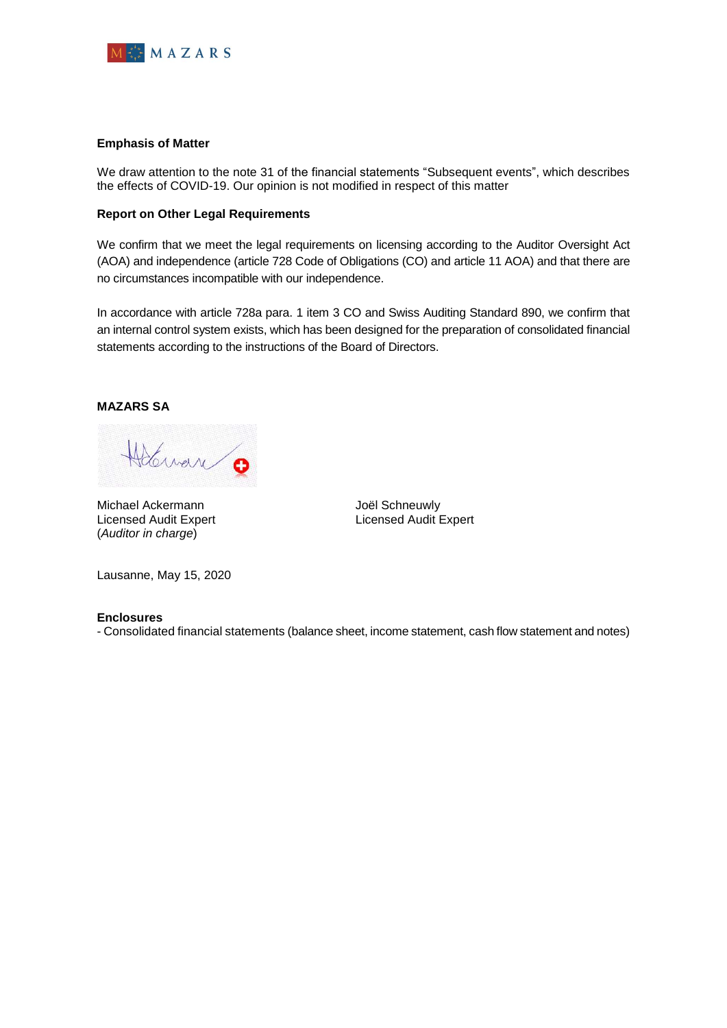**Emphasis of Matter**

We draw attention to the note 31 of the financial statements “Subsequent events”, which describes the effects of COVID-19. Our opinion is not modified in respect of this matter

**Report on Other Legal Requirements**

We confirm that we meet the legal requirements on licensing according to the Auditor Oversight Act (AOA) and independence (article 728 Code of Obligations (CO) and article 11 AOA) and that there are no circumstances incompatible with our independence.

In accordance with article 728a para. 1 item 3 CO and Swiss Auditing Standard 890, we confirm that an internal control system exists, which has been designed for the preparation of consolidated financial statements according to the instructions of the Board of Directors.

**MAZARS SA**

Michael Ackermann
Licensed Audit Expert
(*Auditor in charge*)

Joël Schneuwly
Licensed Audit Expert

Lausanne, May 15, 2020

**Enclosures**
- Consolidated financial statements (balance sheet, income statement, cash flow statement and notes)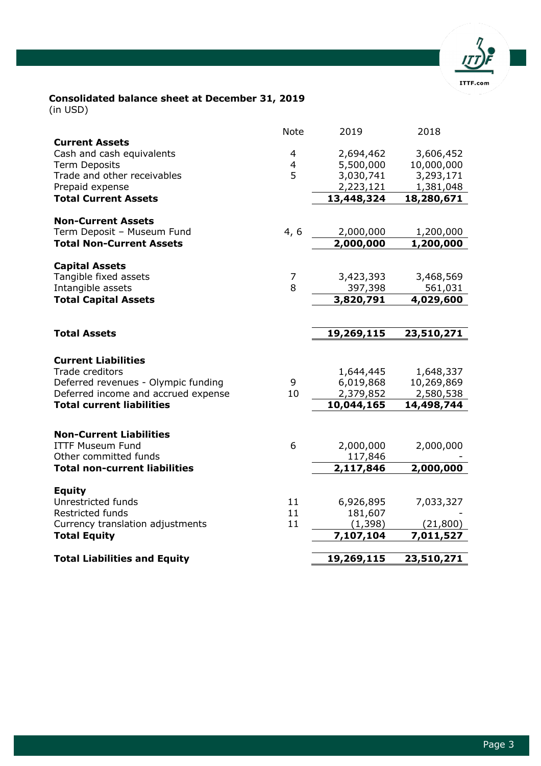**Consolidated balance sheet at December 31, 2019**
(in USD)

| | Note | 2019 | 2018 |
|---|---|---|---|
| **Current Assets** | | | |
| Cash and cash equivalents | 4 | 2,694,462 | 3,606,452 |
| Term Deposits | 4 | 5,500,000 | 10,000,000 |
| Trade and other receivables | 5 | 3,030,741 | 3,293,171 |
| Prepaid expense | | 2,223,121 | 1,381,048 |
| **Total Current Assets** | | **13,448,324** | **18,280,671** |
| **Non-Current Assets** | | | |
| Term Deposit – Museum Fund | 4, 6 | 2,000,000 | 1,200,000 |
| **Total Non-Current Assets** | | **2,000,000** | **1,200,000** |
| **Capital Assets** | | | |
| Tangible fixed assets | 7 | 3,423,393 | 3,468,569 |
| Intangible assets | 8 | 397,398 | 561,031 |
| **Total Capital Assets** | | **3,820,791** | **4,029,600** |
| **Total Assets** | | **19,269,115** | **23,510,271** |
| **Current Liabilities** | | | |
| Trade creditors | | 1,644,445 | 1,648,337 |
| Deferred revenues - Olympic funding | 9 | 6,019,868 | 10,269,869 |
| Deferred income and accrued expense | 10 | 2,379,852 | 2,580,538 |
| **Total current liabilities** | | **10,044,165** | **14,498,744** |
| **Non-Current Liabilities** | | | |
| ITTF Museum Fund | 6 | 2,000,000 | 2,000,000 |
| Other committed funds | | 117,846 | - |
| **Total non-current liabilities** | | **2,117,846** | **2,000,000** |
| **Equity** | | | |
| Unrestricted funds | 11 | 6,926,895 | 7,033,327 |
| Restricted funds | 11 | 181,607 | - |
| Currency translation adjustments | 11 | (1,398) | (21,800) |
| **Total Equity** | | **7,107,104** | **7,011,527** |
| **Total Liabilities and Equity** | | **19,269,115** | **23,510,271** |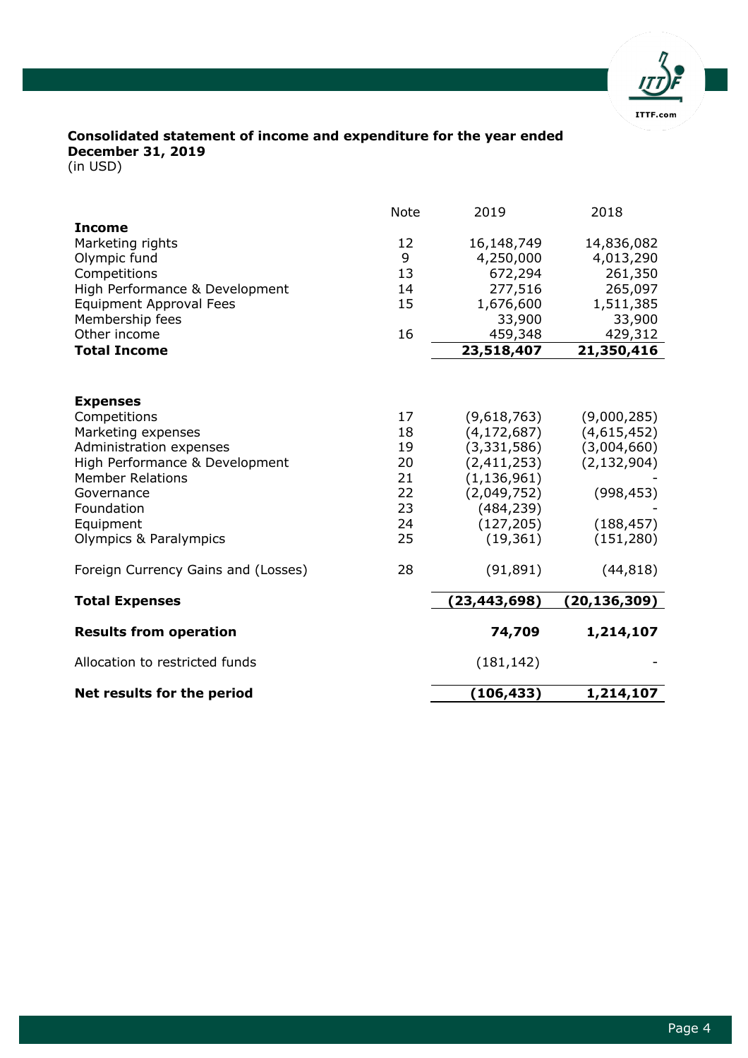**Consolidated statement of income and expenditure for the year ended December 31, 2019**
(in USD)

| | Note | 2019 | 2018 |
|---|---|---|---|
| **Income** | | | |
| Marketing rights | 12 | 16,148,749 | 14,836,082 |
| Olympic fund | 9 | 4,250,000 | 4,013,290 |
| Competitions | 13 | 672,294 | 261,350 |
| High Performance & Development | 14 | 277,516 | 265,097 |
| Equipment Approval Fees | 15 | 1,676,600 | 1,511,385 |
| Membership fees | | 33,900 | 33,900 |
| Other income | 16 | 459,348 | 429,312 |
| **Total Income** | | **23,518,407** | **21,350,416** |
| | | | |
| **Expenses** | | | |
| Competitions | 17 | (9,618,763) | (9,000,285) |
| Marketing expenses | 18 | (4,172,687) | (4,615,452) |
| Administration expenses | 19 | (3,331,586) | (3,004,660) |
| High Performance & Development | 20 | (2,411,253) | (2,132,904) |
| Member Relations | 21 | (1,136,961) | - |
| Governance | 22 | (2,049,752) | (998,453) |
| Foundation | 23 | (484,239) | - |
| Equipment | 24 | (127,205) | (188,457) |
| Olympics & Paralympics | 25 | (19,361) | (151,280) |
| Foreign Currency Gains and (Losses) | 28 | (91,891) | (44,818) |
| **Total Expenses** | | **(23,443,698)** | **(20,136,309)** |
| **Results from operation** | | **74,709** | **1,214,107** |
| Allocation to restricted funds | | (181,142) | - |
| **Net results for the period** | | **(106,433)** | **1,214,107** |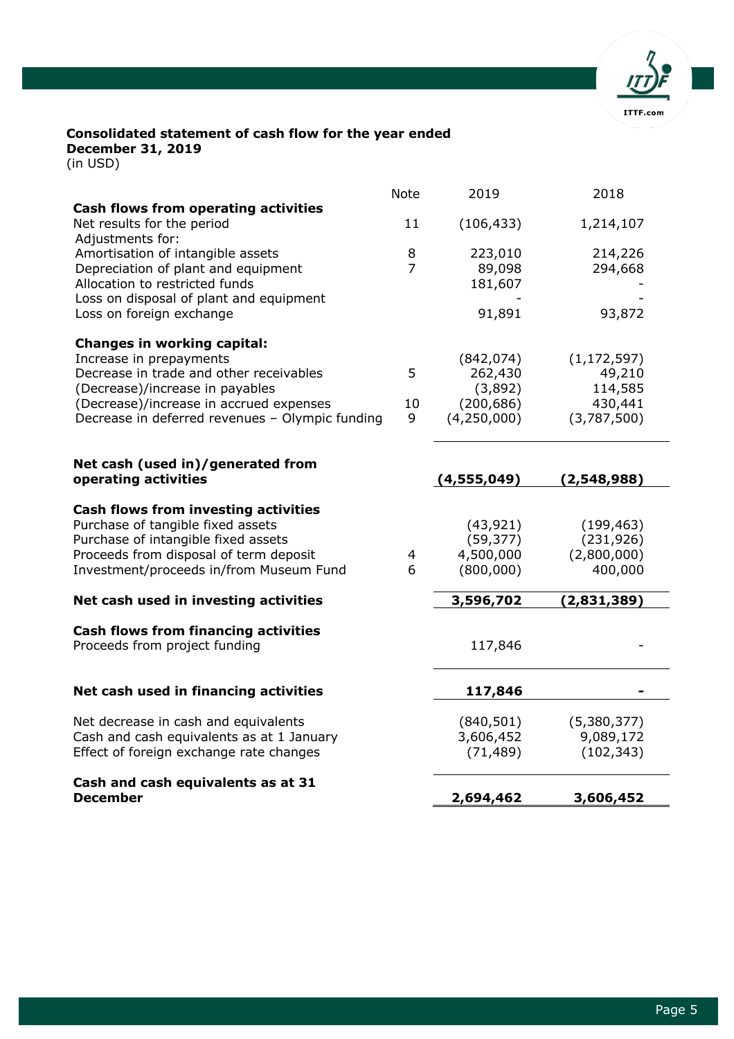**Consolidated statement of cash flow for the year ended December 31, 2019**
(in USD)

| | Note | 2019 | 2018 |
|---|---|---|---|
| **Cash flows from operating activities** | | | |
| Net results for the period | 11 | (106,433) | 1,214,107 |
| Adjustments for: | | | |
| Amortisation of intangible assets | 8 | 223,010 | 214,226 |
| Depreciation of plant and equipment | 7 | 89,098 | 294,668 |
| Allocation to restricted funds | | 181,607 | - |
| Loss on disposal of plant and equipment | | - | - |
| Loss on foreign exchange | | 91,891 | 93,872 |
| **Changes in working capital:** | | | |
| Increase in prepayments | | (842,074) | (1,172,597) |
| Decrease in trade and other receivables | 5 | 262,430 | 49,210 |
| (Decrease)/increase in payables | | (3,892) | 114,585 |
| (Decrease)/increase in accrued expenses | 10 | (200,686) | 430,441 |
| Decrease in deferred revenues – Olympic funding | 9 | (4,250,000) | (3,787,500) |
| **Net cash (used in)/generated from operating activities** | | **(4,555,049)** | **(2,548,988)** |
| **Cash flows from investing activities** | | | |
| Purchase of tangible fixed assets | | (43,921) | (199,463) |
| Purchase of intangible fixed assets | | (59,377) | (231,926) |
| Proceeds from disposal of term deposit | 4 | 4,500,000 | (2,800,000) |
| Investment/proceeds in/from Museum Fund | 6 | (800,000) | 400,000 |
| **Net cash used in investing activities** | | **3,596,702** | **(2,831,389)** |
| **Cash flows from financing activities** | | | |
| Proceeds from project funding | | 117,846 | - |
| **Net cash used in financing activities** | | **117,846** | **-** |
| Net decrease in cash and equivalents | | (840,501) | (5,380,377) |
| Cash and cash equivalents as at 1 January | | 3,606,452 | 9,089,172 |
| Effect of foreign exchange rate changes | | (71,489) | (102,343) |
| **Cash and cash equivalents as at 31 December** | | **2,694,462** | **3,606,452** |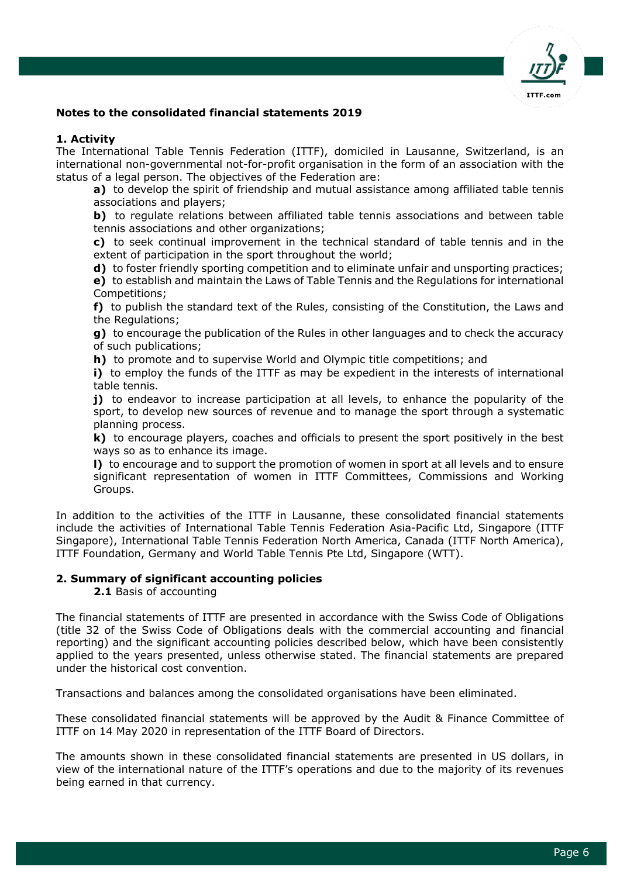**Notes to the consolidated financial statements 2019**

**1. Activity**

The International Table Tennis Federation (ITTF), domiciled in Lausanne, Switzerland, is an international non-governmental not-for-profit organisation in the form of an association with the status of a legal person. The objectives of the Federation are:

**a)** to develop the spirit of friendship and mutual assistance among affiliated table tennis associations and players;

**b)** to regulate relations between affiliated table tennis associations and between table tennis associations and other organizations;

**c)** to seek continual improvement in the technical standard of table tennis and in the extent of participation in the sport throughout the world;

**d)** to foster friendly sporting competition and to eliminate unfair and unsporting practices;

**e)** to establish and maintain the Laws of Table Tennis and the Regulations for international Competitions;

**f)** to publish the standard text of the Rules, consisting of the Constitution, the Laws and the Regulations;

**g)** to encourage the publication of the Rules in other languages and to check the accuracy of such publications;

**h)** to promote and to supervise World and Olympic title competitions; and

**i)** to employ the funds of the ITTF as may be expedient in the interests of international table tennis.

**j)** to endeavor to increase participation at all levels, to enhance the popularity of the sport, to develop new sources of revenue and to manage the sport through a systematic planning process.

**k)** to encourage players, coaches and officials to present the sport positively in the best ways so as to enhance its image.

**l)** to encourage and to support the promotion of women in sport at all levels and to ensure significant representation of women in ITTF Committees, Commissions and Working Groups.

In addition to the activities of the ITTF in Lausanne, these consolidated financial statements include the activities of International Table Tennis Federation Asia-Pacific Ltd, Singapore (ITTF Singapore), International Table Tennis Federation North America, Canada (ITTF North America), ITTF Foundation, Germany and World Table Tennis Pte Ltd, Singapore (WTT).

**2. Summary of significant accounting policies**

**2.1** Basis of accounting

The financial statements of ITTF are presented in accordance with the Swiss Code of Obligations (title 32 of the Swiss Code of Obligations deals with the commercial accounting and financial reporting) and the significant accounting policies described below, which have been consistently applied to the years presented, unless otherwise stated. The financial statements are prepared under the historical cost convention.

Transactions and balances among the consolidated organisations have been eliminated.

These consolidated financial statements will be approved by the Audit & Finance Committee of ITTF on 14 May 2020 in representation of the ITTF Board of Directors.

The amounts shown in these consolidated financial statements are presented in US dollars, in view of the international nature of the ITTF's operations and due to the majority of its revenues being earned in that currency.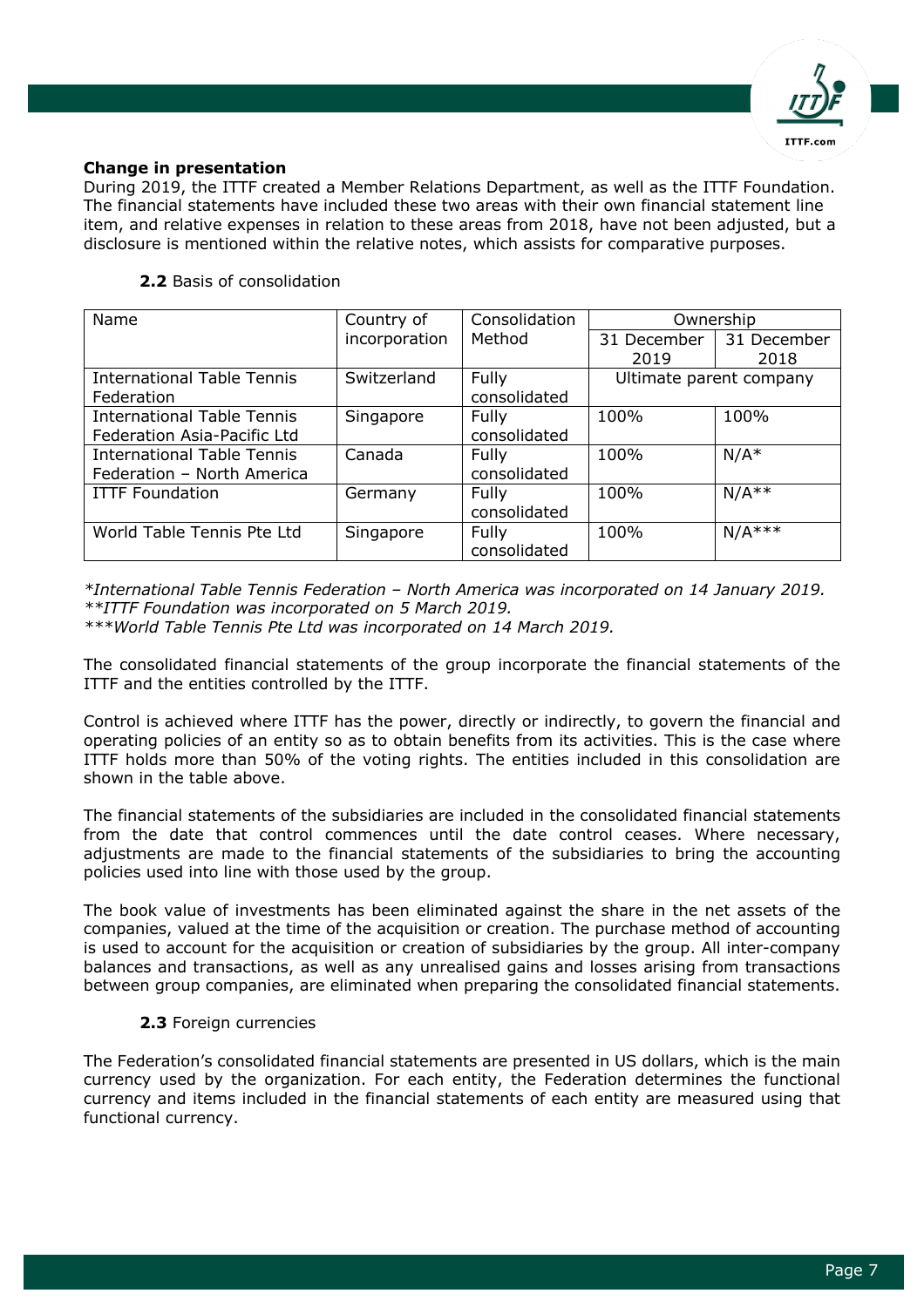**Change in presentation**

During 2019, the ITTF created a Member Relations Department, as well as the ITTF Foundation. The financial statements have included these two areas with their own financial statement line item, and relative expenses in relation to these areas from 2018, have not been adjusted, but a disclosure is mentioned within the relative notes, which assists for comparative purposes.

**2.2** Basis of consolidation

| Name | Country of incorporation | Consolidation Method | Ownership | |
|---|---|---|---|---|
| | | | 31 December 2019 | 31 December 2018 |
| International Table Tennis Federation | Switzerland | Fully consolidated | Ultimate parent company | |
| International Table Tennis Federation Asia-Pacific Ltd | Singapore | Fully consolidated | 100% | 100% |
| International Table Tennis Federation – North America | Canada | Fully consolidated | 100% | N/A* |
| ITTF Foundation | Germany | Fully consolidated | 100% | N/A** |
| World Table Tennis Pte Ltd | Singapore | Fully consolidated | 100% | N/A*** |

*\*International Table Tennis Federation – North America was incorporated on 14 January 2019.*
*\*\*ITTF Foundation was incorporated on 5 March 2019.*
*\*\*\*World Table Tennis Pte Ltd was incorporated on 14 March 2019.*

The consolidated financial statements of the group incorporate the financial statements of the ITTF and the entities controlled by the ITTF.

Control is achieved where ITTF has the power, directly or indirectly, to govern the financial and operating policies of an entity so as to obtain benefits from its activities. This is the case where ITTF holds more than 50% of the voting rights. The entities included in this consolidation are shown in the table above.

The financial statements of the subsidiaries are included in the consolidated financial statements from the date that control commences until the date control ceases. Where necessary, adjustments are made to the financial statements of the subsidiaries to bring the accounting policies used into line with those used by the group.

The book value of investments has been eliminated against the share in the net assets of the companies, valued at the time of the acquisition or creation. The purchase method of accounting is used to account for the acquisition or creation of subsidiaries by the group. All inter-company balances and transactions, as well as any unrealised gains and losses arising from transactions between group companies, are eliminated when preparing the consolidated financial statements.

**2.3** Foreign currencies

The Federation's consolidated financial statements are presented in US dollars, which is the main currency used by the organization. For each entity, the Federation determines the functional currency and items included in the financial statements of each entity are measured using that functional currency.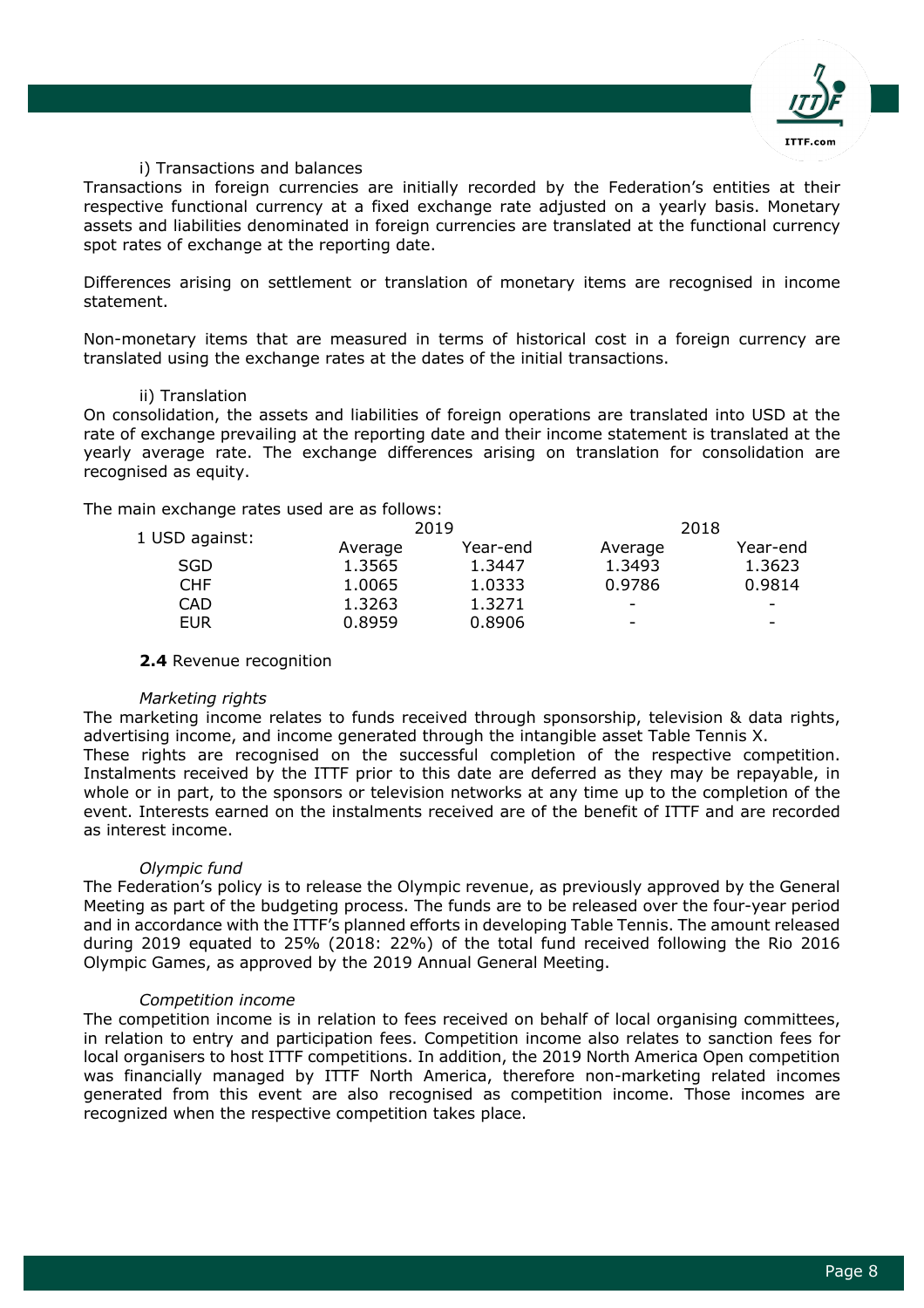i) Transactions and balances

Transactions in foreign currencies are initially recorded by the Federation's entities at their respective functional currency at a fixed exchange rate adjusted on a yearly basis. Monetary assets and liabilities denominated in foreign currencies are translated at the functional currency spot rates of exchange at the reporting date.

Differences arising on settlement or translation of monetary items are recognised in income statement.

Non-monetary items that are measured in terms of historical cost in a foreign currency are translated using the exchange rates at the dates of the initial transactions.

ii) Translation

On consolidation, the assets and liabilities of foreign operations are translated into USD at the rate of exchange prevailing at the reporting date and their income statement is translated at the yearly average rate. The exchange differences arising on translation for consolidation are recognised as equity.

The main exchange rates used are as follows:

| 1 USD against: | 2019 | | 2018 | |
|---|---|---|---|---|
| | Average | Year-end | Average | Year-end |
| SGD | 1.3565 | 1.3447 | 1.3493 | 1.3623 |
| CHF | 1.0065 | 1.0333 | 0.9786 | 0.9814 |
| CAD | 1.3263 | 1.3271 | - | - |
| EUR | 0.8959 | 0.8906 | - | - |

**2.4** Revenue recognition

*Marketing rights*

The marketing income relates to funds received through sponsorship, television & data rights, advertising income, and income generated through the intangible asset Table Tennis X.
These rights are recognised on the successful completion of the respective competition. Instalments received by the ITTF prior to this date are deferred as they may be repayable, in whole or in part, to the sponsors or television networks at any time up to the completion of the event. Interests earned on the instalments received are of the benefit of ITTF and are recorded as interest income.

*Olympic fund*

The Federation's policy is to release the Olympic revenue, as previously approved by the General Meeting as part of the budgeting process. The funds are to be released over the four-year period and in accordance with the ITTF's planned efforts in developing Table Tennis. The amount released during 2019 equated to 25% (2018: 22%) of the total fund received following the Rio 2016 Olympic Games, as approved by the 2019 Annual General Meeting.

*Competition income*

The competition income is in relation to fees received on behalf of local organising committees, in relation to entry and participation fees. Competition income also relates to sanction fees for local organisers to host ITTF competitions. In addition, the 2019 North America Open competition was financially managed by ITTF North America, therefore non-marketing related incomes generated from this event are also recognised as competition income. Those incomes are recognized when the respective competition takes place.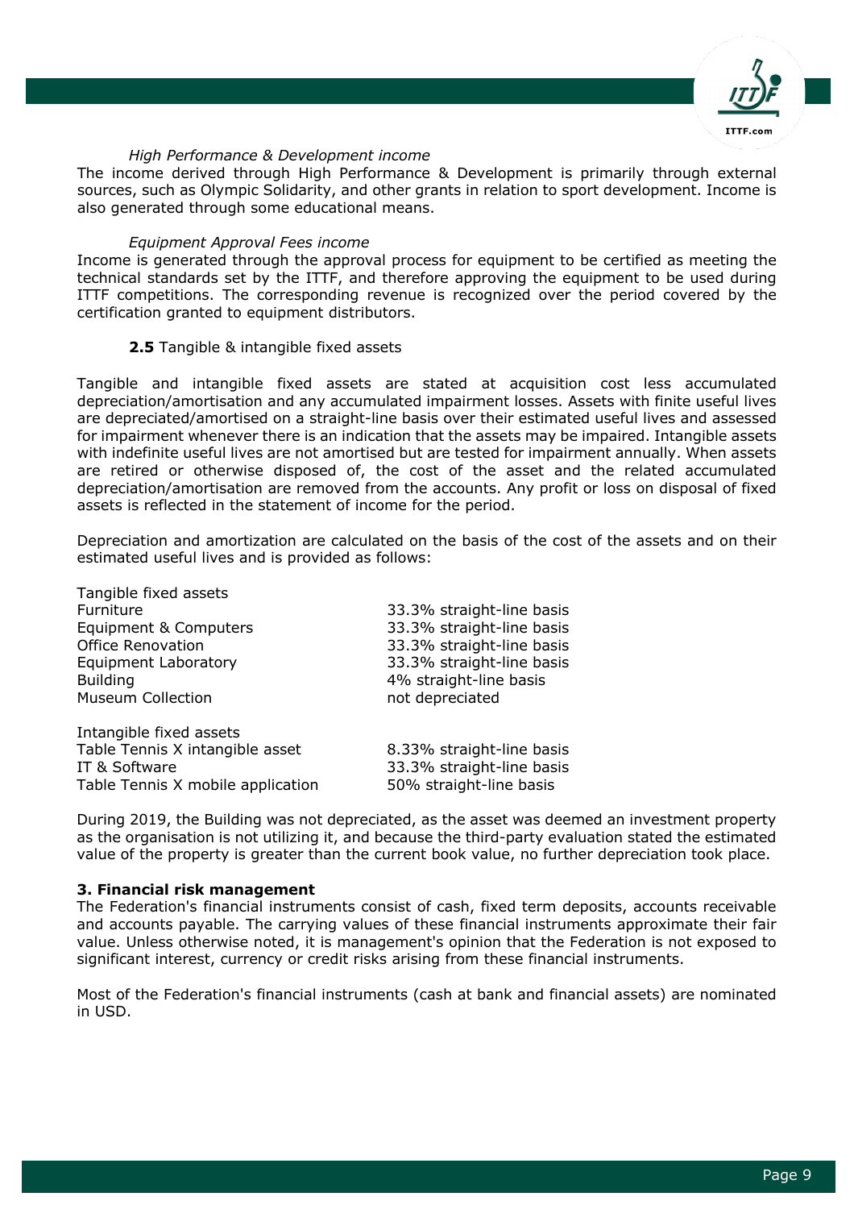*High Performance & Development income*

The income derived through High Performance & Development is primarily through external sources, such as Olympic Solidarity, and other grants in relation to sport development. Income is also generated through some educational means.

*Equipment Approval Fees income*

Income is generated through the approval process for equipment to be certified as meeting the technical standards set by the ITTF, and therefore approving the equipment to be used during ITTF competitions. The corresponding revenue is recognized over the period covered by the certification granted to equipment distributors.

**2.5** Tangible & intangible fixed assets

Tangible and intangible fixed assets are stated at acquisition cost less accumulated depreciation/amortisation and any accumulated impairment losses. Assets with finite useful lives are depreciated/amortised on a straight-line basis over their estimated useful lives and assessed for impairment whenever there is an indication that the assets may be impaired. Intangible assets with indefinite useful lives are not amortised but are tested for impairment annually. When assets are retired or otherwise disposed of, the cost of the asset and the related accumulated depreciation/amortisation are removed from the accounts. Any profit or loss on disposal of fixed assets is reflected in the statement of income for the period.

Depreciation and amortization are calculated on the basis of the cost of the assets and on their estimated useful lives and is provided as follows:

| | |
|---|---|
| Tangible fixed assets | |
| Furniture | 33.3% straight-line basis |
| Equipment & Computers | 33.3% straight-line basis |
| Office Renovation | 33.3% straight-line basis |
| Equipment Laboratory | 33.3% straight-line basis |
| Building | 4% straight-line basis |
| Museum Collection | not depreciated |
| | |
| Intangible fixed assets | |
| Table Tennis X intangible asset | 8.33% straight-line basis |
| IT & Software | 33.3% straight-line basis |
| Table Tennis X mobile application | 50% straight-line basis |

During 2019, the Building was not depreciated, as the asset was deemed an investment property as the organisation is not utilizing it, and because the third-party evaluation stated the estimated value of the property is greater than the current book value, no further depreciation took place.

**3. Financial risk management**

The Federation's financial instruments consist of cash, fixed term deposits, accounts receivable and accounts payable. The carrying values of these financial instruments approximate their fair value. Unless otherwise noted, it is management's opinion that the Federation is not exposed to significant interest, currency or credit risks arising from these financial instruments.

Most of the Federation's financial instruments (cash at bank and financial assets) are nominated in USD.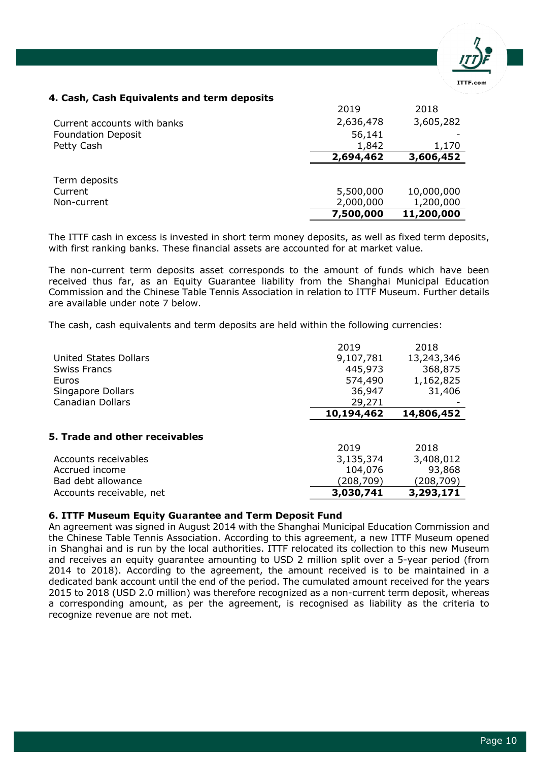### 4. Cash, Cash Equivalents and term deposits

| | 2019 | 2018 |
|---|---|---|
| Current accounts with banks | 2,636,478 | 3,605,282 |
| Foundation Deposit | 56,141 | - |
| Petty Cash | 1,842 | 1,170 |
| | **2,694,462** | **3,606,452** |

| | 2019 | 2018 |
|---|---|---|
| Term deposits | | |
| Current | 5,500,000 | 10,000,000 |
| Non-current | 2,000,000 | 1,200,000 |
| | **7,500,000** | **11,200,000** |

The ITTF cash in excess is invested in short term money deposits, as well as fixed term deposits, with first ranking banks. These financial assets are accounted for at market value.

The non-current term deposits asset corresponds to the amount of funds which have been received thus far, as an Equity Guarantee liability from the Shanghai Municipal Education Commission and the Chinese Table Tennis Association in relation to ITTF Museum. Further details are available under note 7 below.

The cash, cash equivalents and term deposits are held within the following currencies:

| | 2019 | 2018 |
|---|---|---|
| United States Dollars | 9,107,781 | 13,243,346 |
| Swiss Francs | 445,973 | 368,875 |
| Euros | 574,490 | 1,162,825 |
| Singapore Dollars | 36,947 | 31,406 |
| Canadian Dollars | 29,271 | - |
| | **10,194,462** | **14,806,452** |

### 5. Trade and other receivables

| | 2019 | 2018 |
|---|---|---|
| Accounts receivables | 3,135,374 | 3,408,012 |
| Accrued income | 104,076 | 93,868 |
| Bad debt allowance | (208,709) | (208,709) |
| Accounts receivable, net | **3,030,741** | **3,293,171** |

### 6. ITTF Museum Equity Guarantee and Term Deposit Fund

An agreement was signed in August 2014 with the Shanghai Municipal Education Commission and the Chinese Table Tennis Association. According to this agreement, a new ITTF Museum opened in Shanghai and is run by the local authorities. ITTF relocated its collection to this new Museum and receives an equity guarantee amounting to USD 2 million split over a 5-year period (from 2014 to 2018). According to the agreement, the amount received is to be maintained in a dedicated bank account until the end of the period. The cumulated amount received for the years 2015 to 2018 (USD 2.0 million) was therefore recognized as a non-current term deposit, whereas a corresponding amount, as per the agreement, is recognised as liability as the criteria to recognize revenue are not met.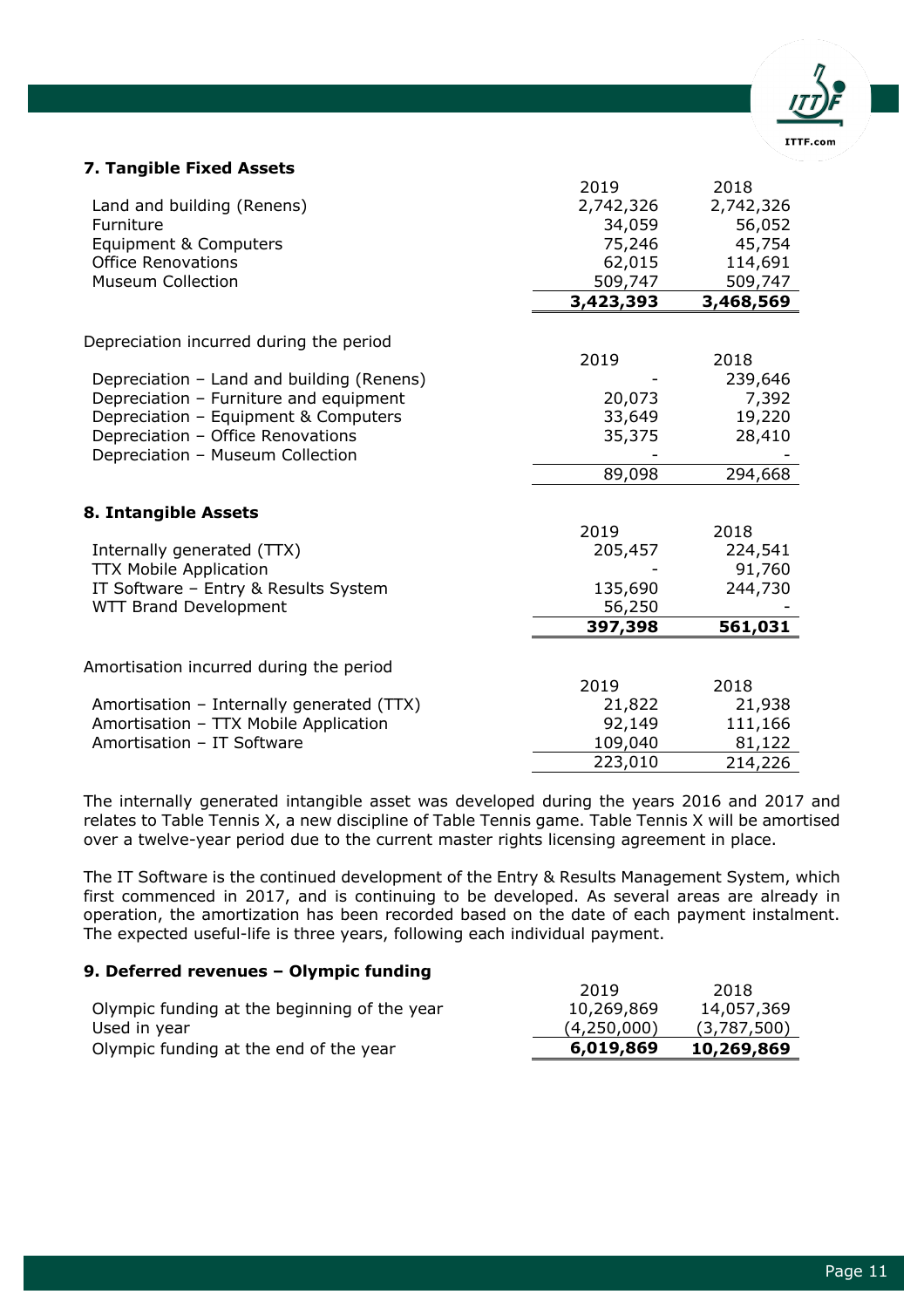### 7. Tangible Fixed Assets

| | 2019 | 2018 |
|---|---|---|
| Land and building (Renens) | 2,742,326 | 2,742,326 |
| Furniture | 34,059 | 56,052 |
| Equipment & Computers | 75,246 | 45,754 |
| Office Renovations | 62,015 | 114,691 |
| Museum Collection | 509,747 | 509,747 |
| | **3,423,393** | **3,468,569** |

Depreciation incurred during the period

| | 2019 | 2018 |
|---|---|---|
| Depreciation – Land and building (Renens) | - | 239,646 |
| Depreciation – Furniture and equipment | 20,073 | 7,392 |
| Depreciation – Equipment & Computers | 33,649 | 19,220 |
| Depreciation – Office Renovations | 35,375 | 28,410 |
| Depreciation – Museum Collection | - | - |
| | 89,098 | 294,668 |

### 8. Intangible Assets

| | 2019 | 2018 |
|---|---|---|
| Internally generated (TTX) | 205,457 | 224,541 |
| TTX Mobile Application | - | 91,760 |
| IT Software – Entry & Results System | 135,690 | 244,730 |
| WTT Brand Development | 56,250 | - |
| | **397,398** | **561,031** |

Amortisation incurred during the period

| | 2019 | 2018 |
|---|---|---|
| Amortisation – Internally generated (TTX) | 21,822 | 21,938 |
| Amortisation – TTX Mobile Application | 92,149 | 111,166 |
| Amortisation – IT Software | 109,040 | 81,122 |
| | 223,010 | 214,226 |

The internally generated intangible asset was developed during the years 2016 and 2017 and relates to Table Tennis X, a new discipline of Table Tennis game. Table Tennis X will be amortised over a twelve-year period due to the current master rights licensing agreement in place.

The IT Software is the continued development of the Entry & Results Management System, which first commenced in 2017, and is continuing to be developed. As several areas are already in operation, the amortization has been recorded based on the date of each payment instalment. The expected useful-life is three years, following each individual payment.

### 9. Deferred revenues – Olympic funding

| | 2019 | 2018 |
|---|---|---|
| Olympic funding at the beginning of the year | 10,269,869 | 14,057,369 |
| Used in year | (4,250,000) | (3,787,500) |
| Olympic funding at the end of the year | **6,019,869** | **10,269,869** |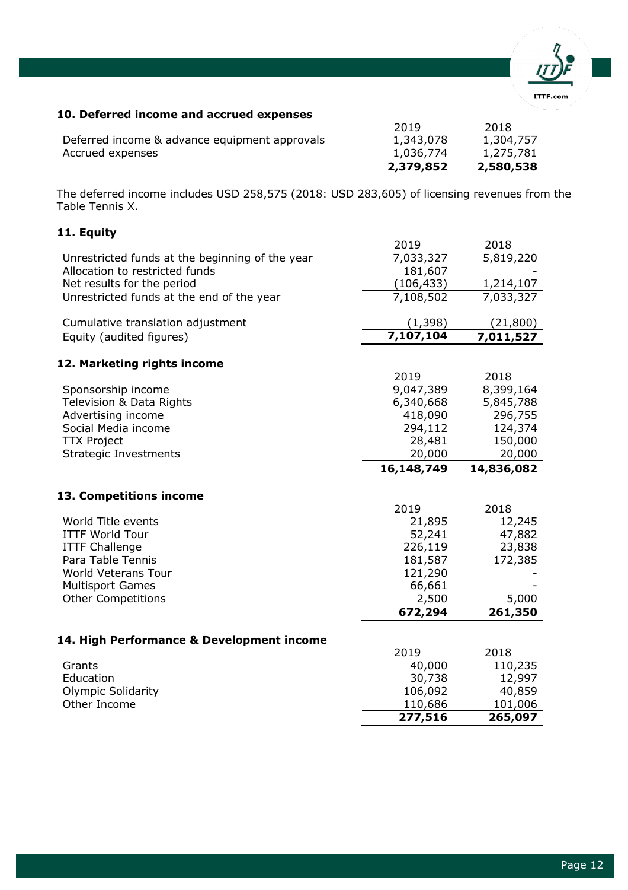## 10. Deferred income and accrued expenses

| | 2019 | 2018 |
|---|---|---|
| Deferred income & advance equipment approvals | 1,343,078 | 1,304,757 |
| Accrued expenses | 1,036,774 | 1,275,781 |
| | **2,379,852** | **2,580,538** |

The deferred income includes USD 258,575 (2018: USD 283,605) of licensing revenues from the Table Tennis X.

## 11. Equity

| | 2019 | 2018 |
|---|---|---|
| Unrestricted funds at the beginning of the year | 7,033,327 | 5,819,220 |
| Allocation to restricted funds | 181,607 | - |
| Net results for the period | (106,433) | 1,214,107 |
| Unrestricted funds at the end of the year | 7,108,502 | 7,033,327 |
| | | |
| Cumulative translation adjustment | (1,398) | (21,800) |
| Equity (audited figures) | **7,107,104** | **7,011,527** |

## 12. Marketing rights income

| | 2019 | 2018 |
|---|---|---|
| Sponsorship income | 9,047,389 | 8,399,164 |
| Television & Data Rights | 6,340,668 | 5,845,788 |
| Advertising income | 418,090 | 296,755 |
| Social Media income | 294,112 | 124,374 |
| TTX Project | 28,481 | 150,000 |
| Strategic Investments | 20,000 | 20,000 |
| | **16,148,749** | **14,836,082** |

## 13. Competitions income

| | 2019 | 2018 |
|---|---|---|
| World Title events | 21,895 | 12,245 |
| ITTF World Tour | 52,241 | 47,882 |
| ITTF Challenge | 226,119 | 23,838 |
| Para Table Tennis | 181,587 | 172,385 |
| World Veterans Tour | 121,290 | - |
| Multisport Games | 66,661 | - |
| Other Competitions | 2,500 | 5,000 |
| | **672,294** | **261,350** |

## 14. High Performance & Development income

| | 2019 | 2018 |
|---|---|---|
| Grants | 40,000 | 110,235 |
| Education | 30,738 | 12,997 |
| Olympic Solidarity | 106,092 | 40,859 |
| Other Income | 110,686 | 101,006 |
| | **277,516** | **265,097** |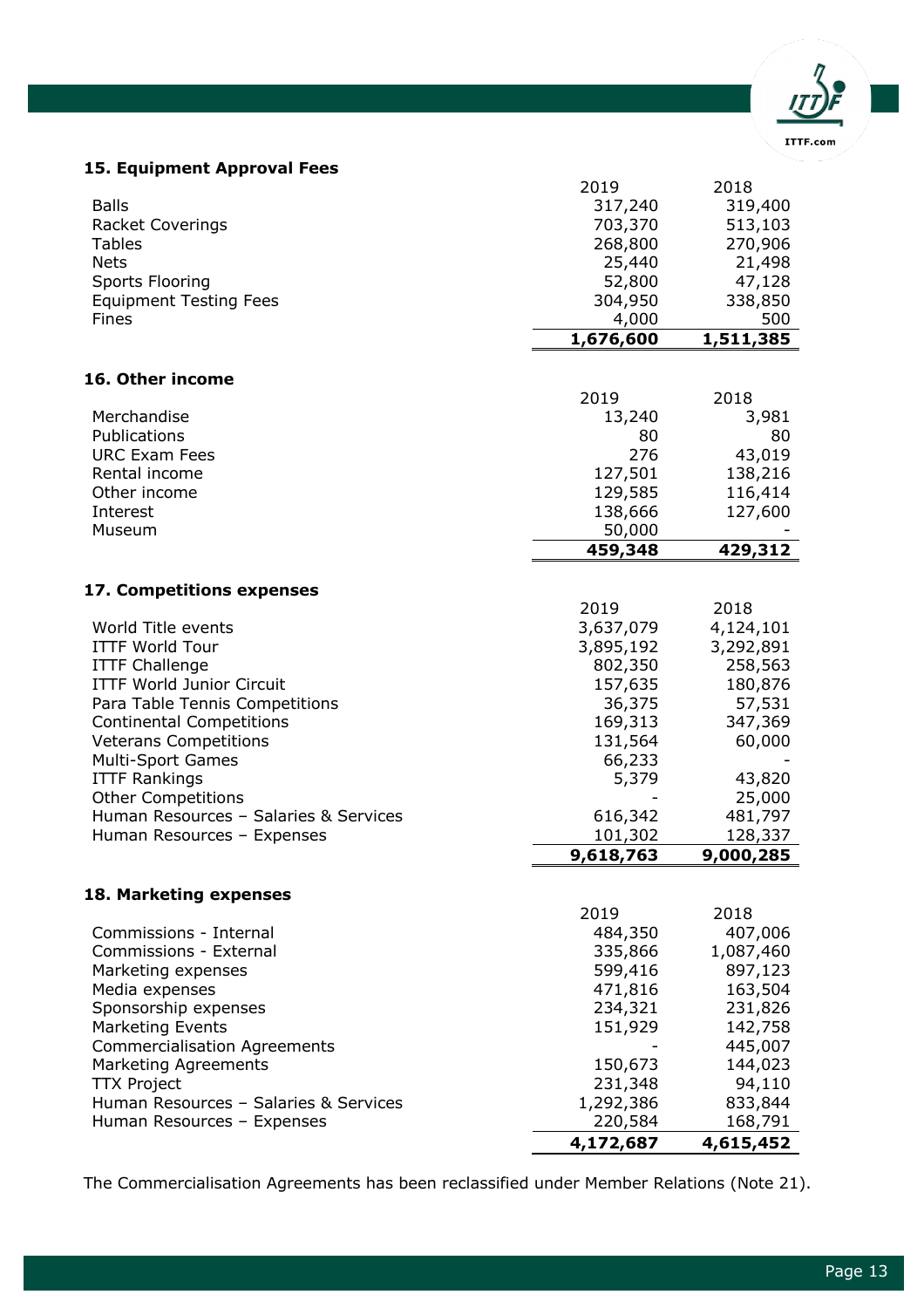## 15. Equipment Approval Fees

| | 2019 | 2018 |
|---|---|---|
| Balls | 317,240 | 319,400 |
| Racket Coverings | 703,370 | 513,103 |
| Tables | 268,800 | 270,906 |
| Nets | 25,440 | 21,498 |
| Sports Flooring | 52,800 | 47,128 |
| Equipment Testing Fees | 304,950 | 338,850 |
| Fines | 4,000 | 500 |
| | **1,676,600** | **1,511,385** |

## 16. Other income

| | 2019 | 2018 |
|---|---|---|
| Merchandise | 13,240 | 3,981 |
| Publications | 80 | 80 |
| URC Exam Fees | 276 | 43,019 |
| Rental income | 127,501 | 138,216 |
| Other income | 129,585 | 116,414 |
| Interest | 138,666 | 127,600 |
| Museum | 50,000 | - |
| | **459,348** | **429,312** |

## 17. Competitions expenses

| | 2019 | 2018 |
|---|---|---|
| World Title events | 3,637,079 | 4,124,101 |
| ITTF World Tour | 3,895,192 | 3,292,891 |
| ITTF Challenge | 802,350 | 258,563 |
| ITTF World Junior Circuit | 157,635 | 180,876 |
| Para Table Tennis Competitions | 36,375 | 57,531 |
| Continental Competitions | 169,313 | 347,369 |
| Veterans Competitions | 131,564 | 60,000 |
| Multi-Sport Games | 66,233 | - |
| ITTF Rankings | 5,379 | 43,820 |
| Other Competitions | - | 25,000 |
| Human Resources – Salaries & Services | 616,342 | 481,797 |
| Human Resources – Expenses | 101,302 | 128,337 |
| | **9,618,763** | **9,000,285** |

## 18. Marketing expenses

| | 2019 | 2018 |
|---|---|---|
| Commissions - Internal | 484,350 | 407,006 |
| Commissions - External | 335,866 | 1,087,460 |
| Marketing expenses | 599,416 | 897,123 |
| Media expenses | 471,816 | 163,504 |
| Sponsorship expenses | 234,321 | 231,826 |
| Marketing Events | 151,929 | 142,758 |
| Commercialisation Agreements | - | 445,007 |
| Marketing Agreements | 150,673 | 144,023 |
| TTX Project | 231,348 | 94,110 |
| Human Resources – Salaries & Services | 1,292,386 | 833,844 |
| Human Resources – Expenses | 220,584 | 168,791 |
| | **4,172,687** | **4,615,452** |

The Commercialisation Agreements has been reclassified under Member Relations (Note 21).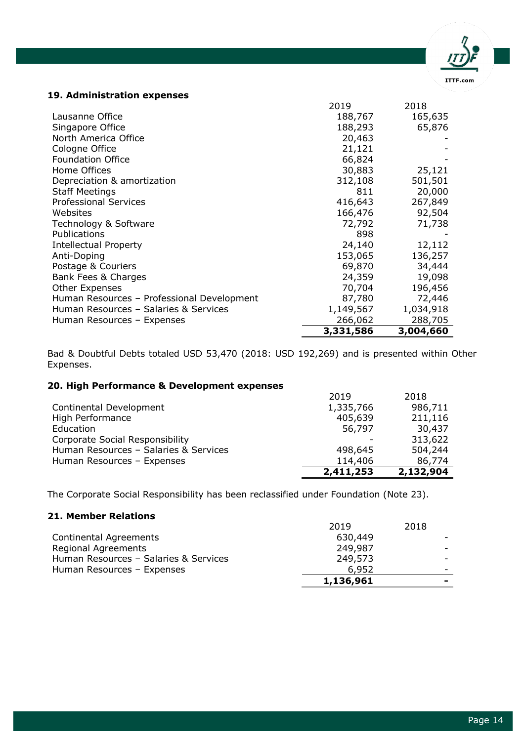### 19. Administration expenses

| | 2019 | 2018 |
|---|---|---|
| Lausanne Office | 188,767 | 165,635 |
| Singapore Office | 188,293 | 65,876 |
| North America Office | 20,463 | - |
| Cologne Office | 21,121 | - |
| Foundation Office | 66,824 | - |
| Home Offices | 30,883 | 25,121 |
| Depreciation & amortization | 312,108 | 501,501 |
| Staff Meetings | 811 | 20,000 |
| Professional Services | 416,643 | 267,849 |
| Websites | 166,476 | 92,504 |
| Technology & Software | 72,792 | 71,738 |
| Publications | 898 | - |
| Intellectual Property | 24,140 | 12,112 |
| Anti-Doping | 153,065 | 136,257 |
| Postage & Couriers | 69,870 | 34,444 |
| Bank Fees & Charges | 24,359 | 19,098 |
| Other Expenses | 70,704 | 196,456 |
| Human Resources – Professional Development | 87,780 | 72,446 |
| Human Resources – Salaries & Services | 1,149,567 | 1,034,918 |
| Human Resources – Expenses | 266,062 | 288,705 |
| | **3,331,586** | **3,004,660** |

Bad & Doubtful Debts totaled USD 53,470 (2018: USD 192,269) and is presented within Other Expenses.

### 20. High Performance & Development expenses

| | 2019 | 2018 |
|---|---|---|
| Continental Development | 1,335,766 | 986,711 |
| High Performance | 405,639 | 211,116 |
| Education | 56,797 | 30,437 |
| Corporate Social Responsibility | - | 313,622 |
| Human Resources – Salaries & Services | 498,645 | 504,244 |
| Human Resources – Expenses | 114,406 | 86,774 |
| | **2,411,253** | **2,132,904** |

The Corporate Social Responsibility has been reclassified under Foundation (Note 23).

### 21. Member Relations

| | 2019 | 2018 |
|---|---|---|
| Continental Agreements | 630,449 | - |
| Regional Agreements | 249,987 | - |
| Human Resources – Salaries & Services | 249,573 | - |
| Human Resources – Expenses | 6,952 | - |
| | **1,136,961** | **-** |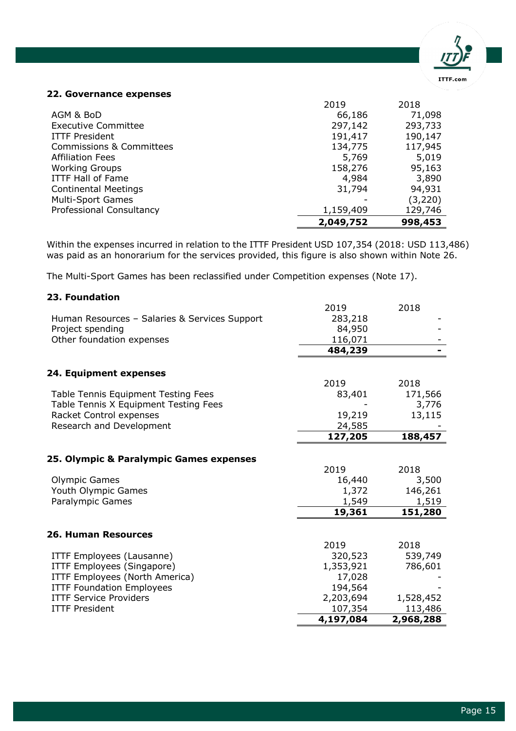## 22. Governance expenses

| | 2019 | 2018 |
|---|---|---|
| AGM & BoD | 66,186 | 71,098 |
| Executive Committee | 297,142 | 293,733 |
| ITTF President | 191,417 | 190,147 |
| Commissions & Committees | 134,775 | 117,945 |
| Affiliation Fees | 5,769 | 5,019 |
| Working Groups | 158,276 | 95,163 |
| ITTF Hall of Fame | 4,984 | 3,890 |
| Continental Meetings | 31,794 | 94,931 |
| Multi-Sport Games | - | (3,220) |
| Professional Consultancy | 1,159,409 | 129,746 |
| | **2,049,752** | **998,453** |

Within the expenses incurred in relation to the ITTF President USD 107,354 (2018: USD 113,486) was paid as an honorarium for the services provided, this figure is also shown within Note 26.

The Multi-Sport Games has been reclassified under Competition expenses (Note 17).

## 23. Foundation

| | 2019 | 2018 |
|---|---|---|
| Human Resources – Salaries & Services Support | 283,218 | - |
| Project spending | 84,950 | - |
| Other foundation expenses | 116,071 | - |
| | **484,239** | **-** |

## 24. Equipment expenses

| | 2019 | 2018 |
|---|---|---|
| Table Tennis Equipment Testing Fees | 83,401 | 171,566 |
| Table Tennis X Equipment Testing Fees | - | 3,776 |
| Racket Control expenses | 19,219 | 13,115 |
| Research and Development | 24,585 | - |
| | **127,205** | **188,457** |

## 25. Olympic & Paralympic Games expenses

| | 2019 | 2018 |
|---|---|---|
| Olympic Games | 16,440 | 3,500 |
| Youth Olympic Games | 1,372 | 146,261 |
| Paralympic Games | 1,549 | 1,519 |
| | **19,361** | **151,280** |

## 26. Human Resources

| | 2019 | 2018 |
|---|---|---|
| ITTF Employees (Lausanne) | 320,523 | 539,749 |
| ITTF Employees (Singapore) | 1,353,921 | 786,601 |
| ITTF Employees (North America) | 17,028 | - |
| ITTF Foundation Employees | 194,564 | - |
| ITTF Service Providers | 2,203,694 | 1,528,452 |
| ITTF President | 107,354 | 113,486 |
| | **4,197,084** | **2,968,288** |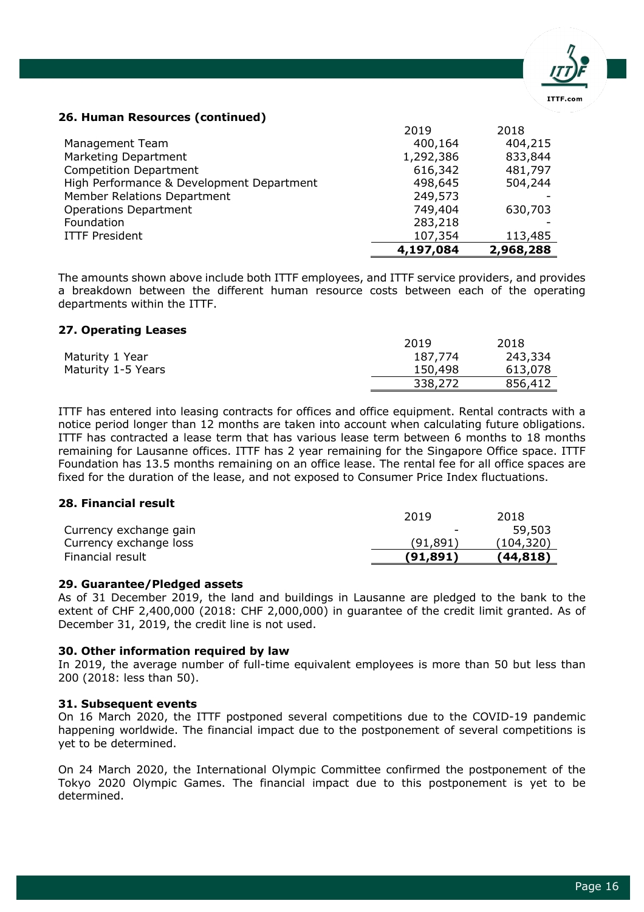### 26. Human Resources (continued)

| | 2019 | 2018 |
|---|---|---|
| Management Team | 400,164 | 404,215 |
| Marketing Department | 1,292,386 | 833,844 |
| Competition Department | 616,342 | 481,797 |
| High Performance & Development Department | 498,645 | 504,244 |
| Member Relations Department | 249,573 | - |
| Operations Department | 749,404 | 630,703 |
| Foundation | 283,218 | - |
| ITTF President | 107,354 | 113,485 |
| | **4,197,084** | **2,968,288** |

The amounts shown above include both ITTF employees, and ITTF service providers, and provides a breakdown between the different human resource costs between each of the operating departments within the ITTF.

### 27. Operating Leases

| | 2019 | 2018 |
|---|---|---|
| Maturity 1 Year | 187,774 | 243,334 |
| Maturity 1-5 Years | 150,498 | 613,078 |
| | 338,272 | 856,412 |

ITTF has entered into leasing contracts for offices and office equipment. Rental contracts with a notice period longer than 12 months are taken into account when calculating future obligations. ITTF has contracted a lease term that has various lease term between 6 months to 18 months remaining for Lausanne offices. ITTF has 2 year remaining for the Singapore Office space. ITTF Foundation has 13.5 months remaining on an office lease. The rental fee for all office spaces are fixed for the duration of the lease, and not exposed to Consumer Price Index fluctuations.

### 28. Financial result

| | 2019 | 2018 |
|---|---|---|
| Currency exchange gain | - | 59,503 |
| Currency exchange loss | (91,891) | (104,320) |
| Financial result | **(91,891)** | **(44,818)** |

### 29. Guarantee/Pledged assets

As of 31 December 2019, the land and buildings in Lausanne are pledged to the bank to the extent of CHF 2,400,000 (2018: CHF 2,000,000) in guarantee of the credit limit granted. As of December 31, 2019, the credit line is not used.

### 30. Other information required by law

In 2019, the average number of full-time equivalent employees is more than 50 but less than 200 (2018: less than 50).

### 31. Subsequent events

On 16 March 2020, the ITTF postponed several competitions due to the COVID-19 pandemic happening worldwide. The financial impact due to the postponement of several competitions is yet to be determined.

On 24 March 2020, the International Olympic Committee confirmed the postponement of the Tokyo 2020 Olympic Games. The financial impact due to this postponement is yet to be determined.